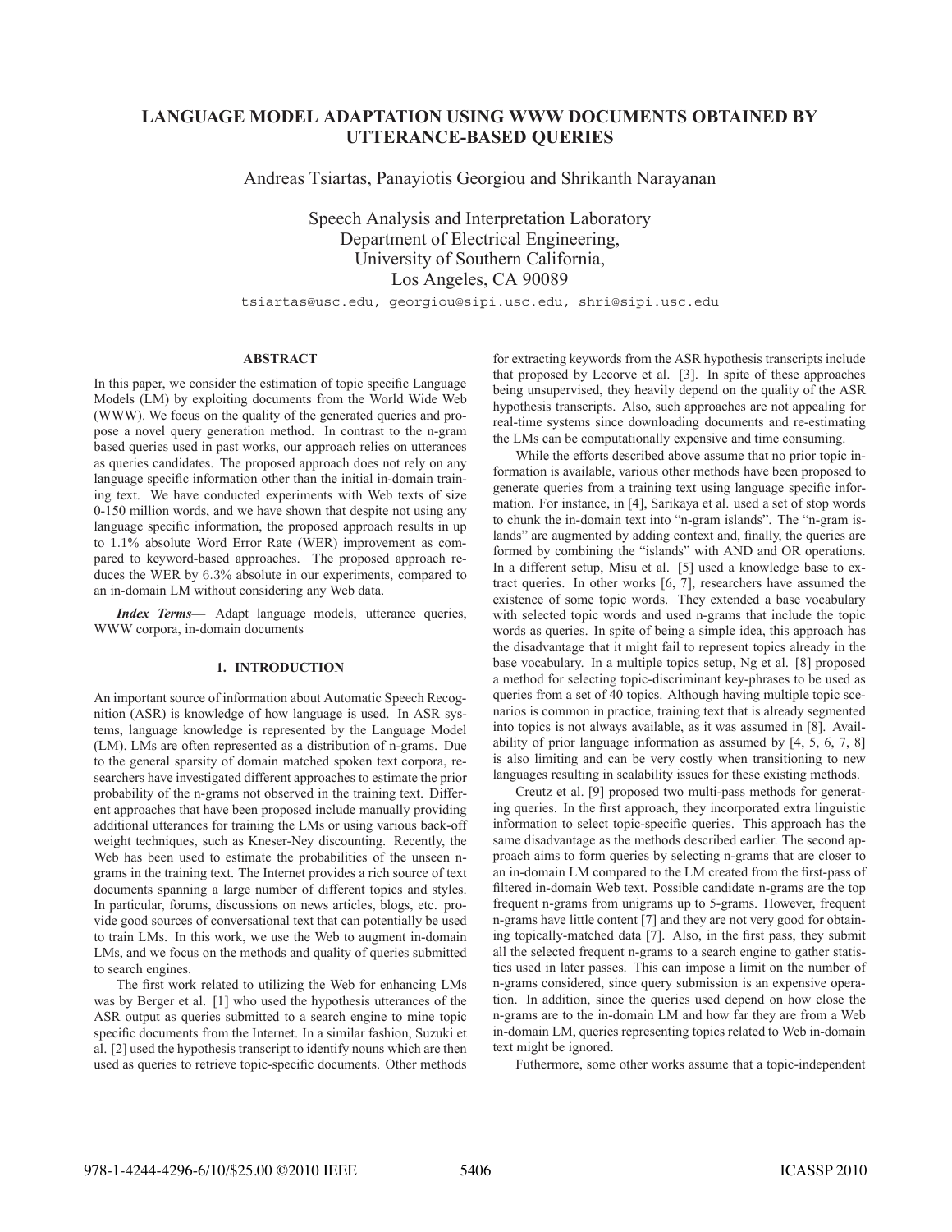# LANGUAGE MODEL ADAPTATION USING WWW DOCUMENTS OBTAINED BY UTTERANCE-BASED QUERIES

Andreas Tsiartas, Panayiotis Georgiou and Shrikanth Narayanan

Speech Analysis and Interpretation Laboratory
Department of Electrical Engineering,
University of Southern California,
Los Angeles, CA 90089

tsiartas@usc.edu, georgiou@sipi.usc.edu, shri@sipi.usc.edu

## ABSTRACT

In this paper, we consider the estimation of topic specific Language Models (LM) by exploiting documents from the World Wide Web (WWW). We focus on the quality of the generated queries and propose a novel query generation method. In contrast to the n-gram based queries used in past works, our approach relies on utterances as queries candidates. The proposed approach does not rely on any language specific information other than the initial in-domain training text. We have conducted experiments with Web texts of size 0-150 million words, and we have shown that despite not using any language specific information, the proposed approach results in up to 1.1% absolute Word Error Rate (WER) improvement as compared to keyword-based approaches. The proposed approach reduces the WER by 6.3% absolute in our experiments, compared to an in-domain LM without considering any Web data.

***Index Terms*—** Adapt language models, utterance queries, WWW corpora, in-domain documents

## 1. INTRODUCTION

An important source of information about Automatic Speech Recognition (ASR) is knowledge of how language is used. In ASR systems, language knowledge is represented by the Language Model (LM). LMs are often represented as a distribution of n-grams. Due to the general sparsity of domain matched spoken text corpora, researchers have investigated different approaches to estimate the prior probability of the n-grams not observed in the training text. Different approaches that have been proposed include manually providing additional utterances for training the LMs or using various back-off weight techniques, such as Kneser-Ney discounting. Recently, the Web has been used to estimate the probabilities of the unseen n-grams in the training text. The Internet provides a rich source of text documents spanning a large number of different topics and styles. In particular, forums, discussions on news articles, blogs, etc. provide good sources of conversational text that can potentially be used to train LMs. In this work, we use the Web to augment in-domain LMs, and we focus on the methods and quality of queries submitted to search engines.

The first work related to utilizing the Web for enhancing LMs was by Berger et al. [1] who used the hypothesis utterances of the ASR output as queries submitted to a search engine to mine topic specific documents from the Internet. In a similar fashion, Suzuki et al. [2] used the hypothesis transcript to identify nouns which are then used as queries to retrieve topic-specific documents. Other methods for extracting keywords from the ASR hypothesis transcripts include that proposed by Lecorve et al. [3]. In spite of these approaches being unsupervised, they heavily depend on the quality of the ASR hypothesis transcripts. Also, such approaches are not appealing for real-time systems since downloading documents and re-estimating the LMs can be computationally expensive and time consuming.

While the efforts described above assume that no prior topic information is available, various other methods have been proposed to generate queries from a training text using language specific information. For instance, in [4], Sarikaya et al. used a set of stop words to chunk the in-domain text into "n-gram islands". The "n-gram islands" are augmented by adding context and, finally, the queries are formed by combining the "islands" with AND and OR operations. In a different setup, Misu et al. [5] used a knowledge base to extract queries. In other works [6, 7], researchers have assumed the existence of some topic words. They extended a base vocabulary with selected topic words and used n-grams that include the topic words as queries. In spite of being a simple idea, this approach has the disadvantage that it might fail to represent topics already in the base vocabulary. In a multiple topics setup, Ng et al. [8] proposed a method for selecting topic-discriminant key-phrases to be used as queries from a set of 40 topics. Although having multiple topic scenarios is common in practice, training text that is already segmented into topics is not always available, as it was assumed in [8]. Availability of prior language information as assumed by [4, 5, 6, 7, 8] is also limiting and can be very costly when transitioning to new languages resulting in scalability issues for these existing methods.

Creutz et al. [9] proposed two multi-pass methods for generating queries. In the first approach, they incorporated extra linguistic information to select topic-specific queries. This approach has the same disadvantage as the methods described earlier. The second approach aims to form queries by selecting n-grams that are closer to an in-domain LM compared to the LM created from the first-pass of filtered in-domain Web text. Possible candidate n-grams are the top frequent n-grams from unigrams up to 5-grams. However, frequent n-grams have little content [7] and they are not very good for obtaining topically-matched data [7]. Also, in the first pass, they submit all the selected frequent n-grams to a search engine to gather statistics used in later passes. This can impose a limit on the number of n-grams considered, since query submission is an expensive operation. In addition, since the queries used depend on how close the n-grams are to the in-domain LM and how far they are from a Web in-domain LM, queries representing topics related to Web in-domain text might be ignored.

Futhermore, some other works assume that a topic-independent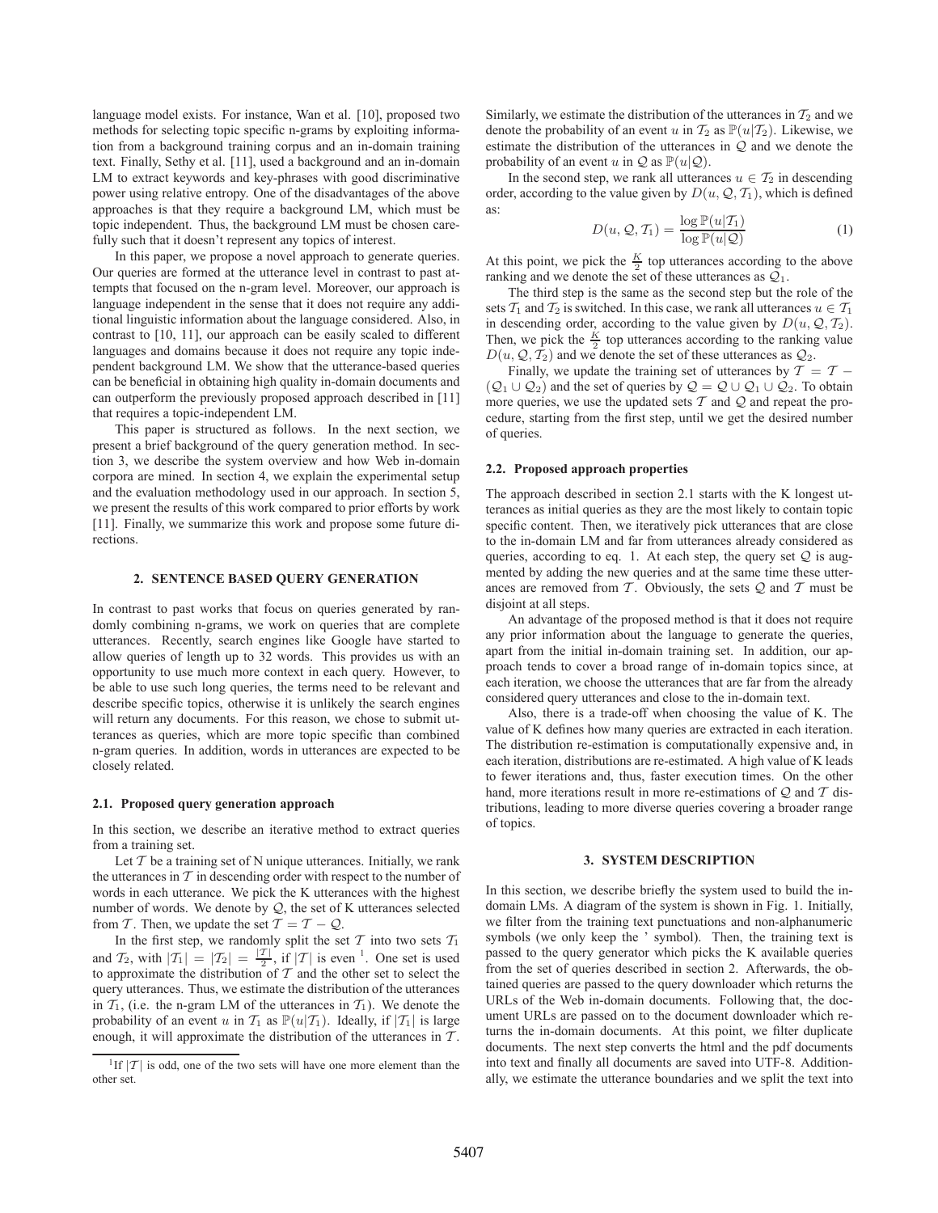language model exists. For instance, Wan et al. [10], proposed two methods for selecting topic specific n-grams by exploiting information from a background training corpus and an in-domain training text. Finally, Sethy et al. [11], used a background and an in-domain LM to extract keywords and key-phrases with good discriminative power using relative entropy. One of the disadvantages of the above approaches is that they require a background LM, which must be topic independent. Thus, the background LM must be chosen carefully such that it doesn't represent any topics of interest.

In this paper, we propose a novel approach to generate queries. Our queries are formed at the utterance level in contrast to past attempts that focused on the n-gram level. Moreover, our approach is language independent in the sense that it does not require any additional linguistic information about the language considered. Also, in contrast to [10, 11], our approach can be easily scaled to different languages and domains because it does not require any topic independent background LM. We show that the utterance-based queries can be beneficial in obtaining high quality in-domain documents and can outperform the previously proposed approach described in [11] that requires a topic-independent LM.

This paper is structured as follows. In the next section, we present a brief background of the query generation method. In section 3, we describe the system overview and how Web in-domain corpora are mined. In section 4, we explain the experimental setup and the evaluation methodology used in our approach. In section 5, we present the results of this work compared to prior efforts by work [11]. Finally, we summarize this work and propose some future directions.

## 2. SENTENCE BASED QUERY GENERATION

In contrast to past works that focus on queries generated by randomly combining n-grams, we work on queries that are complete utterances. Recently, search engines like Google have started to allow queries of length up to 32 words. This provides us with an opportunity to use much more context in each query. However, to be able to use such long queries, the terms need to be relevant and describe specific topics, otherwise it is unlikely the search engines will return any documents. For this reason, we chose to submit utterances as queries, which are more topic specific than combined n-gram queries. In addition, words in utterances are expected to be closely related.

### 2.1. Proposed query generation approach

In this section, we describe an iterative method to extract queries from a training set.

Let $\mathcal{T}$ be a training set of N unique utterances. Initially, we rank the utterances in $\mathcal{T}$ in descending order with respect to the number of words in each utterance. We pick the K utterances with the highest number of words. We denote by $\mathcal{Q}$, the set of K utterances selected from $\mathcal{T}$. Then, we update the set $\mathcal{T} = \mathcal{T} - \mathcal{Q}$.

In the first step, we randomly split the set $\mathcal{T}$ into two sets $\mathcal{T}_1$ and $\mathcal{T}_2$, with $|\mathcal{T}_1| = |\mathcal{T}_2| = \frac{|\mathcal{T}|}{2}$, if $|\mathcal{T}|$ is even [1]. One set is used to approximate the distribution of $\mathcal{T}$ and the other set to select the query utterances. Thus, we estimate the distribution of the utterances in $\mathcal{T}_1$, (i.e. the n-gram LM of the utterances in $\mathcal{T}_1$). We denote the probability of an event $u$ in $\mathcal{T}_1$ as $\mathbb{P}(u|\mathcal{T}_1)$. Ideally, if $|\mathcal{T}_1|$ is large enough, it will approximate the distribution of the utterances in $\mathcal{T}$.

[1] If $|\mathcal{T}|$ is odd, one of the two sets will have one more element than the other set.

Similarly, we estimate the distribution of the utterances in $\mathcal{T}_2$ and we denote the probability of an event $u$ in $\mathcal{T}_2$ as $\mathbb{P}(u|\mathcal{T}_2)$. Likewise, we estimate the distribution of the utterances in $\mathcal{Q}$ and we denote the probability of an event $u$ in $\mathcal{Q}$ as $\mathbb{P}(u|\mathcal{Q})$.

In the second step, we rank all utterances $u \in \mathcal{T}_2$ in descending order, according to the value given by $D(u, \mathcal{Q}, \mathcal{T}_1)$, which is defined as:

$$D(u, \mathcal{Q}, \mathcal{T}_1) = \frac{\log \mathbb{P}(u|\mathcal{T}_1)}{\log \mathbb{P}(u|\mathcal{Q})} \quad (1)$$

At this point, we pick the $\frac{K}{2}$ top utterances according to the above ranking and we denote the set of these utterances as $\mathcal{Q}_1$.

The third step is the same as the second step but the role of the sets $\mathcal{T}_1$ and $\mathcal{T}_2$ is switched. In this case, we rank all utterances $u \in \mathcal{T}_1$ in descending order, according to the value given by $D(u, \mathcal{Q}, \mathcal{T}_2)$. Then, we pick the $\frac{K}{2}$ top utterances according to the ranking value $D(u, \mathcal{Q}, \mathcal{T}_2)$ and we denote the set of these utterances as $\mathcal{Q}_2$.

Finally, we update the training set of utterances by $\mathcal{T} = \mathcal{T} - (\mathcal{Q}_1 \cup \mathcal{Q}_2)$ and the set of queries by $\mathcal{Q} = \mathcal{Q} \cup \mathcal{Q}_1 \cup \mathcal{Q}_2$. To obtain more queries, we use the updated sets $\mathcal{T}$ and $\mathcal{Q}$ and repeat the procedure, starting from the first step, until we get the desired number of queries.

### 2.2. Proposed approach properties

The approach described in section 2.1 starts with the K longest utterances as initial queries as they are the most likely to contain topic specific content. Then, we iteratively pick utterances that are close to the in-domain LM and far from utterances already considered as queries, according to eq. 1. At each step, the query set $\mathcal{Q}$ is augmented by adding the new queries and at the same time these utterances are removed from $\mathcal{T}$. Obviously, the sets $\mathcal{Q}$ and $\mathcal{T}$ must be disjoint at all steps.

An advantage of the proposed method is that it does not require any prior information about the language to generate the queries, apart from the initial in-domain training set. In addition, our approach tends to cover a broad range of in-domain topics since, at each iteration, we choose the utterances that are far from the already considered query utterances and close to the in-domain text.

Also, there is a trade-off when choosing the value of K. The value of K defines how many queries are extracted in each iteration. The distribution re-estimation is computationally expensive and, in each iteration, distributions are re-estimated. A high value of K leads to fewer iterations and, thus, faster execution times. On the other hand, more iterations result in more re-estimations of $\mathcal{Q}$ and $\mathcal{T}$ distributions, leading to more diverse queries covering a broader range of topics.

## 3. SYSTEM DESCRIPTION

In this section, we describe briefly the system used to build the in-domain LMs. A diagram of the system is shown in Fig. 1. Initially, we filter from the training text punctuations and non-alphanumeric symbols (we only keep the ' symbol). Then, the training text is passed to the query generator which picks the K available queries from the set of queries described in section 2. Afterwards, the obtained queries are passed to the query downloader which returns the URLs of the Web in-domain documents. Following that, the document URLs are passed on to the document downloader which returns the in-domain documents. At this point, we filter duplicate documents. The next step converts the html and the pdf documents into text and finally all documents are saved into UTF-8. Additionally, we estimate the utterance boundaries and we split the text into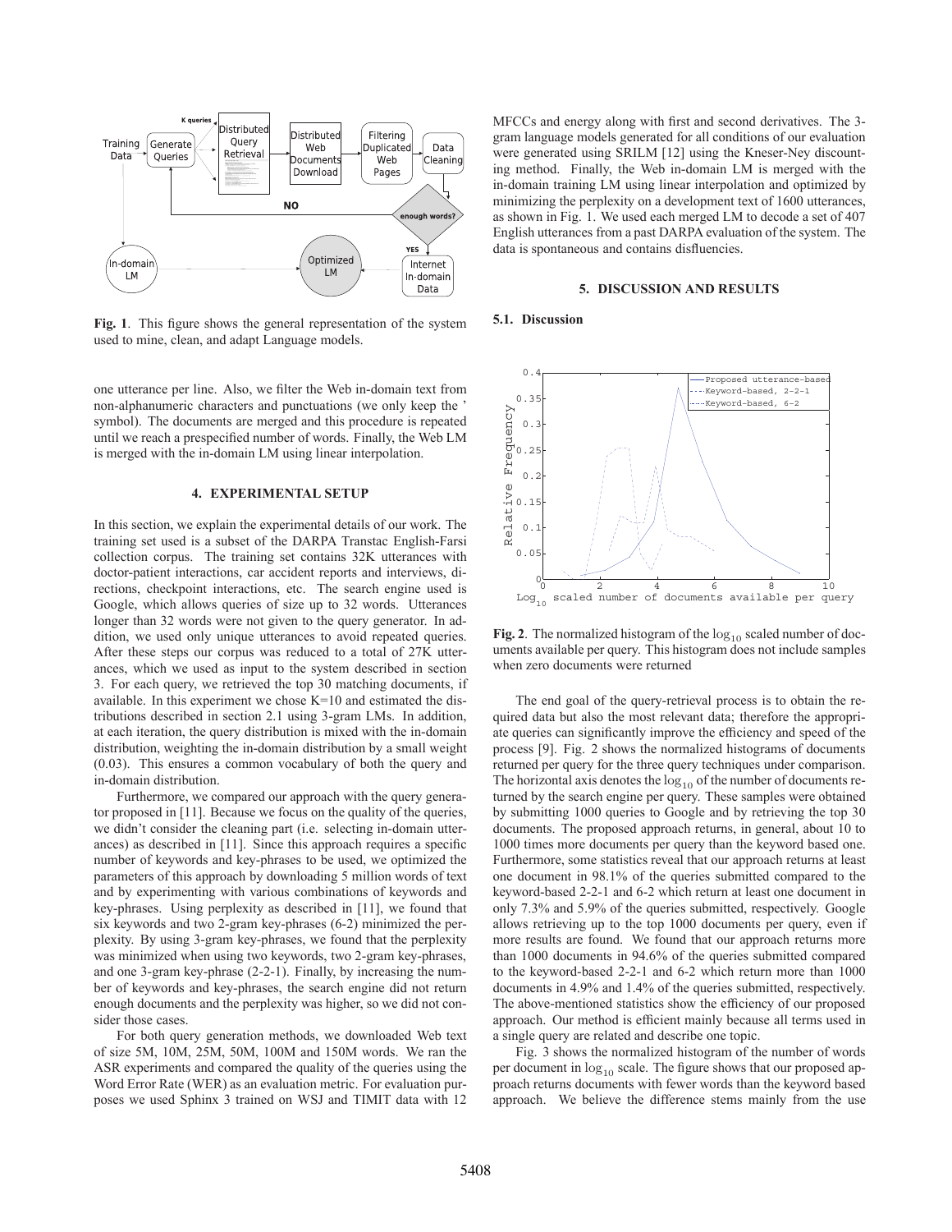**Fig. 1**. This figure shows the general representation of the system used to mine, clean, and adapt Language models.

one utterance per line. Also, we filter the Web in-domain text from non-alphanumeric characters and punctuations (we only keep the ' symbol). The documents are merged and this procedure is repeated until we reach a prespecified number of words. Finally, the Web LM is merged with the in-domain LM using linear interpolation.

## 4. EXPERIMENTAL SETUP

In this section, we explain the experimental details of our work. The training set used is a subset of the DARPA Transtac English-Farsi collection corpus. The training set contains 32K utterances with doctor-patient interactions, car accident reports and interviews, directions, checkpoint interactions, etc. The search engine used is Google, which allows queries of size up to 32 words. Utterances longer than 32 words were not given to the query generator. In addition, we used only unique utterances to avoid repeated queries. After these steps our corpus was reduced to a total of 27K utterances, which we used as input to the system described in section 3. For each query, we retrieved the top 30 matching documents, if available. In this experiment we chose K=10 and estimated the distributions described in section 2.1 using 3-gram LMs. In addition, at each iteration, the query distribution is mixed with the in-domain distribution, weighting the in-domain distribution by a small weight (0.03). This ensures a common vocabulary of both the query and in-domain distribution.

Furthermore, we compared our approach with the query generator proposed in [11]. Because we focus on the quality of the queries, we didn't consider the cleaning part (i.e. selecting in-domain utterances) as described in [11]. Since this approach requires a specific number of keywords and key-phrases to be used, we optimized the parameters of this approach by downloading 5 million words of text and by experimenting with various combinations of keywords and key-phrases. Using perplexity as described in [11], we found that six keywords and two 2-gram key-phrases (6-2) minimized the perplexity. By using 3-gram key-phrases, we found that the perplexity was minimized when using two keywords, two 2-gram key-phrases, and one 3-gram key-phrase (2-2-1). Finally, by increasing the number of keywords and key-phrases, the search engine did not return enough documents and the perplexity was higher, so we did not consider those cases.

For both query generation methods, we downloaded Web text of size 5M, 10M, 25M, 50M, 100M and 150M words. We ran the ASR experiments and compared the quality of the queries using the Word Error Rate (WER) as an evaluation metric. For evaluation purposes we used Sphinx 3 trained on WSJ and TIMIT data with 12 MFCCs and energy along with first and second derivatives. The 3-gram language models generated for all conditions of our evaluation were generated using SRILM [12] using the Kneser-Ney discounting method. Finally, the Web in-domain LM is merged with the in-domain training LM using linear interpolation and optimized by minimizing the perplexity on a development text of 1600 utterances, as shown in Fig. 1. We used each merged LM to decode a set of 407 English utterances from a past DARPA evaluation of the system. The data is spontaneous and contains disfluencies.

## 5. DISCUSSION AND RESULTS

### 5.1. Discussion

**Fig. 2**. The normalized histogram of the $\log_{10}$ scaled number of documents available per query. This histogram does not include samples when zero documents were returned

The end goal of the query-retrieval process is to obtain the required data but also the most relevant data; therefore the appropriate queries can significantly improve the efficiency and speed of the process [9]. Fig. 2 shows the normalized histograms of documents returned per query for the three query techniques under comparison. The horizontal axis denotes the $\log_{10}$ of the number of documents returned by the search engine per query. These samples were obtained by submitting 1000 queries to Google and by retrieving the top 30 documents. The proposed approach returns, in general, about 10 to 1000 times more documents per query than the keyword based one. Furthermore, some statistics reveal that our approach returns at least one document in 98.1% of the queries submitted compared to the keyword-based 2-2-1 and 6-2 which return at least one document in only 7.3% and 5.9% of the queries submitted, respectively. Google allows retrieving up to the top 1000 documents per query, even if more results are found. We found that our approach returns more than 1000 documents in 94.6% of the queries submitted compared to the keyword-based 2-2-1 and 6-2 which return more than 1000 documents in 4.9% and 1.4% of the queries submitted, respectively. The above-mentioned statistics show the efficiency of our proposed approach. Our method is efficient mainly because all terms used in a single query are related and describe one topic.

Fig. 3 shows the normalized histogram of the number of words per document in $\log_{10}$ scale. The figure shows that our proposed approach returns documents with fewer words than the keyword based approach. We believe the difference stems mainly from the use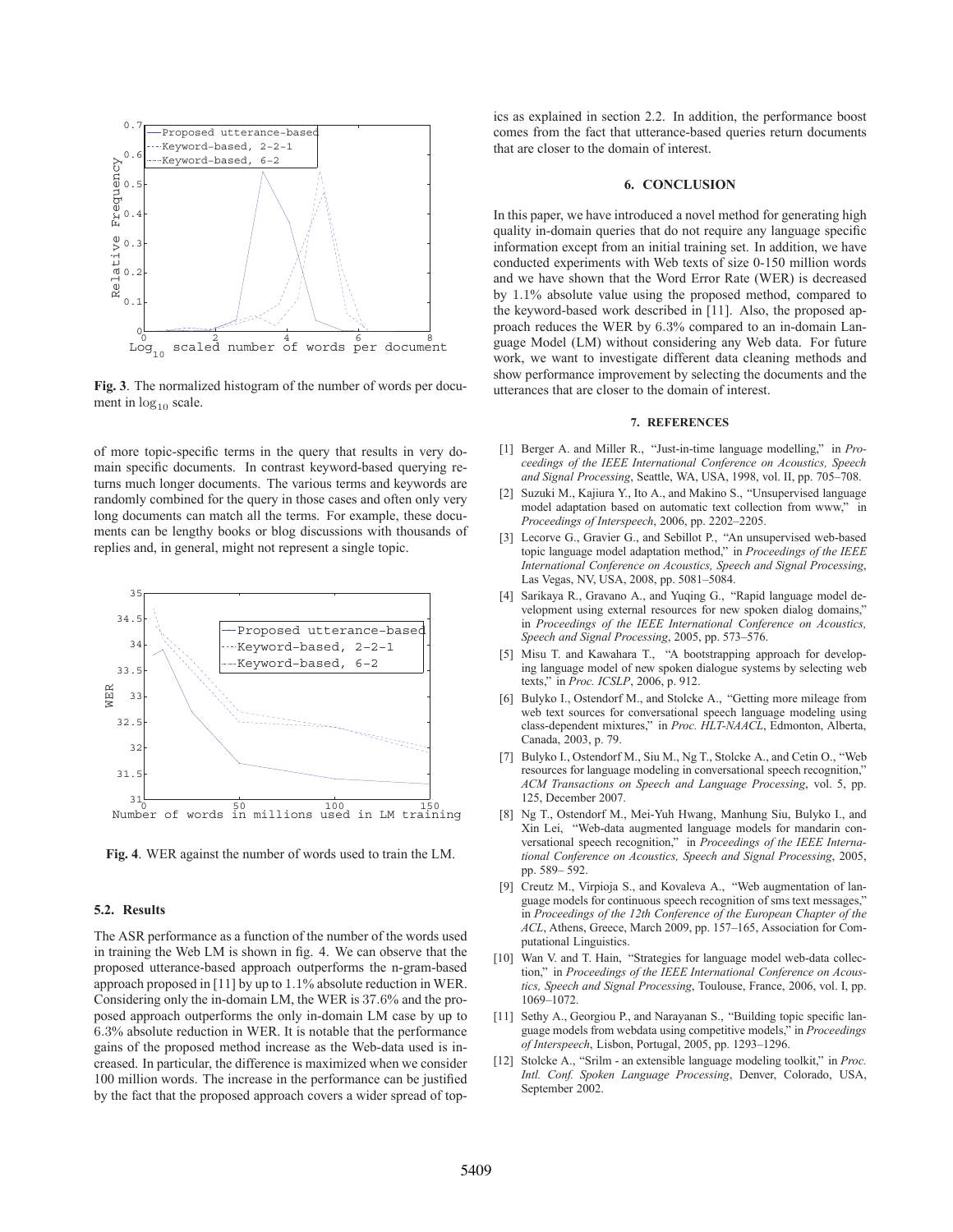0.7
Proposed utterance-based
Keyword-based, 2-2-1
Keyword-based, 6-2
0.6
0.5
0.4
0.3
0.2
0.1
0
Relative Frequency
0 2 4 6 8
$\text{Log}_{10}$ scaled number of words per document

**Fig. 3**. The normalized histogram of the number of words per document in $\log_{10}$ scale.

of more topic-specific terms in the query that results in very domain specific documents. In contrast keyword-based querying returns much longer documents. The various terms and keywords are randomly combined for the query in those cases and often only very long documents can match all the terms. For example, these documents can be lengthy books or blog discussions with thousands of replies and, in general, might not represent a single topic.

35
34.5
34
33.5
33
32.5
32
31.5
31
WER
Proposed utterance-based
Keyword-based, 2-2-1
Keyword-based, 6-2
0 50 100 150
Number of words in millions used in LM training

**Fig. 4**. WER against the number of words used to train the LM.

### 5.2. Results

The ASR performance as a function of the number of the words used in training the Web LM is shown in fig. 4. We can observe that the proposed utterance-based approach outperforms the n-gram-based approach proposed in [11] by up to 1.1% absolute reduction in WER. Considering only the in-domain LM, the WER is 37.6% and the proposed approach outperforms the only in-domain LM case by up to 6.3% absolute reduction in WER. It is notable that the performance gains of the proposed method increase as the Web-data used is increased. In particular, the difference is maximized when we consider 100 million words. The increase in the performance can be justified by the fact that the proposed approach covers a wider spread of topics as explained in section 2.2. In addition, the performance boost comes from the fact that utterance-based queries return documents that are closer to the domain of interest.

## 6. CONCLUSION

In this paper, we have introduced a novel method for generating high quality in-domain queries that do not require any language specific information except from an initial training set. In addition, we have conducted experiments with Web texts of size 0-150 million words and we have shown that the Word Error Rate (WER) is decreased by 1.1% absolute value using the proposed method, compared to the keyword-based work described in [11]. Also, the proposed approach reduces the WER by 6.3% compared to an in-domain Language Model (LM) without considering any Web data. For future work, we want to investigate different data cleaning methods and show performance improvement by selecting the documents and the utterances that are closer to the domain of interest.

## 7. REFERENCES

[1] Berger A. and Miller R., "Just-in-time language modelling," in *Proceedings of the IEEE International Conference on Acoustics, Speech and Signal Processing*, Seattle, WA, USA, 1998, vol. II, pp. 705–708.

[2] Suzuki M., Kajiura Y., Ito A., and Makino S., "Unsupervised language model adaptation based on automatic text collection from www," in *Proceedings of Interspeech*, 2006, pp. 2202–2205.

[3] Lecorve G., Gravier G., and Sebillot P., "An unsupervised web-based topic language model adaptation method," in *Proceedings of the IEEE International Conference on Acoustics, Speech and Signal Processing*, Las Vegas, NV, USA, 2008, pp. 5081–5084.

[4] Sarikaya R., Gravano A., and Yuqing G., "Rapid language model development using external resources for new spoken dialog domains," in *Proceedings of the IEEE International Conference on Acoustics, Speech and Signal Processing*, 2005, pp. 573–576.

[5] Misu T. and Kawahara T., "A bootstrapping approach for developing language model of new spoken dialogue systems by selecting web texts," in *Proc. ICSLP*, 2006, p. 912.

[6] Bulyko I., Ostendorf M., and Stolcke A., "Getting more mileage from web text sources for conversational speech language modeling using class-dependent mixtures," in *Proc. HLT-NAACL*, Edmonton, Alberta, Canada, 2003, p. 79.

[7] Bulyko I., Ostendorf M., Siu M., Ng T., Stolcke A., and Cetin O., "Web resources for language modeling in conversational speech recognition," *ACM Transactions on Speech and Language Processing*, vol. 5, pp. 125, December 2007.

[8] Ng T., Ostendorf M., Mei-Yuh Hwang, Manhung Siu, Bulyko I., and Xin Lei, "Web-data augmented language models for mandarin conversational speech recognition," in *Proceedings of the IEEE International Conference on Acoustics, Speech and Signal Processing*, 2005, pp. 589– 592.

[9] Creutz M., Virpioja S., and Kovaleva A., "Web augmentation of language models for continuous speech recognition of sms text messages," in *Proceedings of the 12th Conference of the European Chapter of the ACL*, Athens, Greece, March 2009, pp. 157–165, Association for Computational Linguistics.

[10] Wan V. and T. Hain, "Strategies for language model web-data collection," in *Proceedings of the IEEE International Conference on Acoustics, Speech and Signal Processing*, Toulouse, France, 2006, vol. I, pp. 1069–1072.

[11] Sethy A., Georgiou P., and Narayanan S., "Building topic specific language models from webdata using competitive models," in *Proceedings of Interspeech*, Lisbon, Portugal, 2005, pp. 1293–1296.

[12] Stolcke A., "Srilm - an extensible language modeling toolkit," in *Proc. Intl. Conf. Spoken Language Processing*, Denver, Colorado, USA, September 2002.